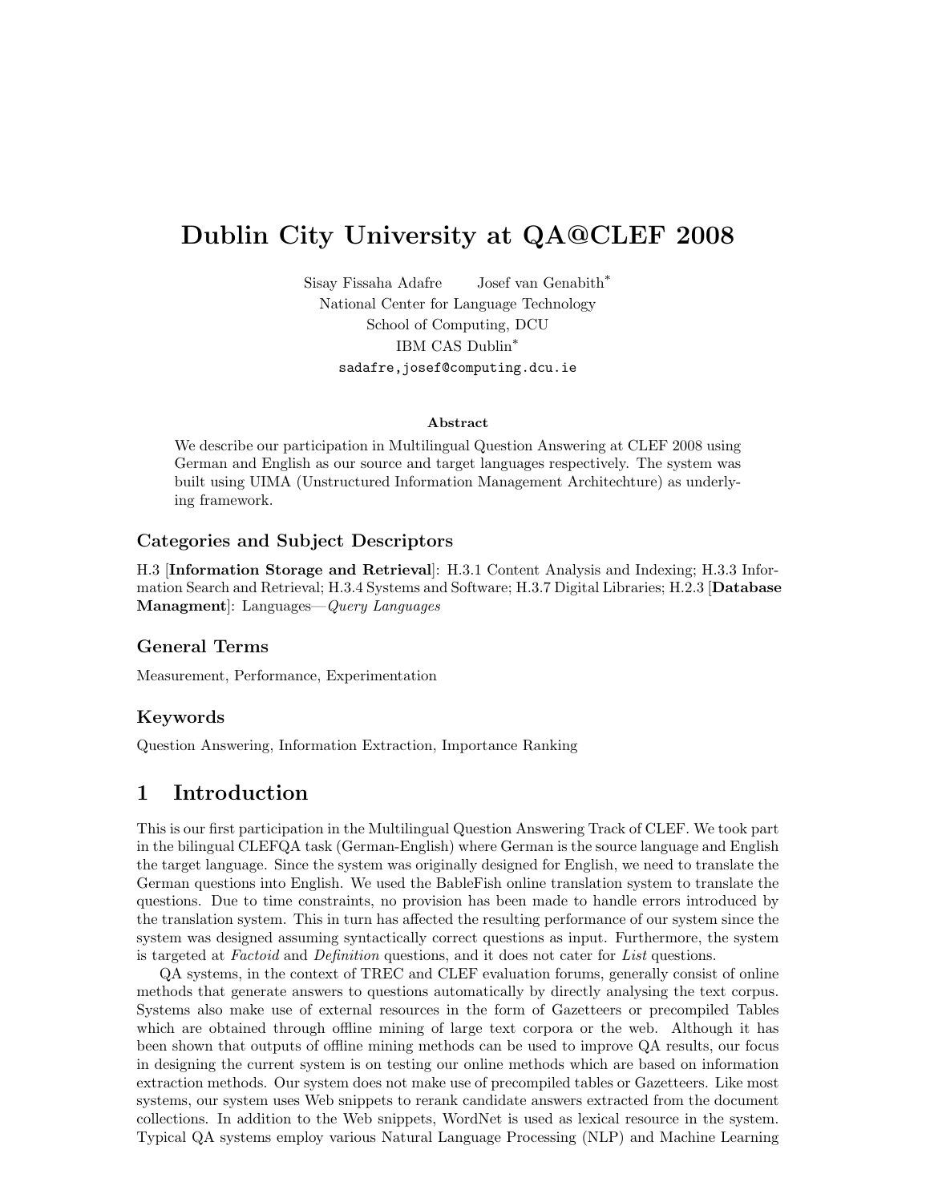# Dublin City University at QA@CLEF 2008

Sisay Fissaha Adafre Josef van Genabith*

National Center for Language Technology

School of Computing, DCU

IBM CAS Dublin*

sadafre,josef@computing.dcu.ie

**Abstract**

We describe our participation in Multilingual Question Answering at CLEF 2008 using German and English as our source and target languages respectively. The system was built using UIMA (Unstructured Information Management Architechture) as underlying framework.

### Categories and Subject Descriptors

H.3 [**Information Storage and Retrieval**]: H.3.1 Content Analysis and Indexing; H.3.3 Information Search and Retrieval; H.3.4 Systems and Software; H.3.7 Digital Libraries; H.2.3 [**Database Managment**]: Languages—*Query Languages*

### General Terms

Measurement, Performance, Experimentation

### Keywords

Question Answering, Information Extraction, Importance Ranking

## 1 Introduction

This is our first participation in the Multilingual Question Answering Track of CLEF. We took part in the bilingual CLEFQA task (German-English) where German is the source language and English the target language. Since the system was originally designed for English, we need to translate the German questions into English. We used the BableFish online translation system to translate the questions. Due to time constraints, no provision has been made to handle errors introduced by the translation system. This in turn has affected the resulting performance of our system since the system was designed assuming syntactically correct questions as input. Furthermore, the system is targeted at *Factoid* and *Definition* questions, and it does not cater for *List* questions.

QA systems, in the context of TREC and CLEF evaluation forums, generally consist of online methods that generate answers to questions automatically by directly analysing the text corpus. Systems also make use of external resources in the form of Gazetteers or precompiled Tables which are obtained through offline mining of large text corpora or the web. Although it has been shown that outputs of offline mining methods can be used to improve QA results, our focus in designing the current system is on testing our online methods which are based on information extraction methods. Our system does not make use of precompiled tables or Gazetteers. Like most systems, our system uses Web snippets to rerank candidate answers extracted from the document collections. In addition to the Web snippets, WordNet is used as lexical resource in the system. Typical QA systems employ various Natural Language Processing (NLP) and Machine Learning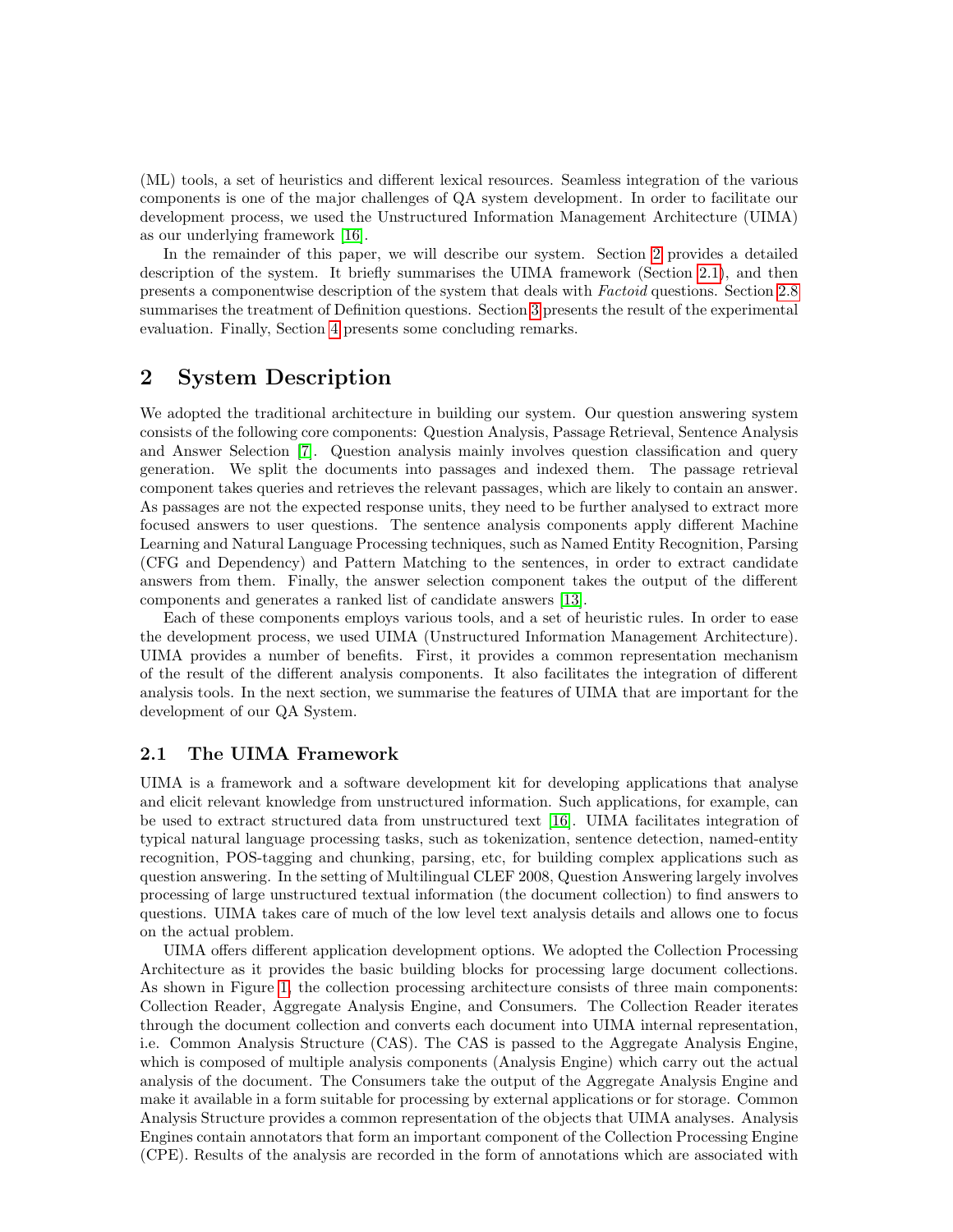(ML) tools, a set of heuristics and different lexical resources. Seamless integration of the various components is one of the major challenges of QA system development. In order to facilitate our development process, we used the Unstructured Information Management Architecture (UIMA) as our underlying framework [16].

In the remainder of this paper, we will describe our system. Section 2 provides a detailed description of the system. It briefly summarises the UIMA framework (Section 2.1), and then presents a componentwise description of the system that deals with *Factoid* questions. Section 2.8 summarises the treatment of Definition questions. Section 3 presents the result of the experimental evaluation. Finally, Section 4 presents some concluding remarks.

## 2 System Description

We adopted the traditional architecture in building our system. Our question answering system consists of the following core components: Question Analysis, Passage Retrieval, Sentence Analysis and Answer Selection [7]. Question analysis mainly involves question classification and query generation. We split the documents into passages and indexed them. The passage retrieval component takes queries and retrieves the relevant passages, which are likely to contain an answer. As passages are not the expected response units, they need to be further analysed to extract more focused answers to user questions. The sentence analysis components apply different Machine Learning and Natural Language Processing techniques, such as Named Entity Recognition, Parsing (CFG and Dependency) and Pattern Matching to the sentences, in order to extract candidate answers from them. Finally, the answer selection component takes the output of the different components and generates a ranked list of candidate answers [13].

Each of these components employs various tools, and a set of heuristic rules. In order to ease the development process, we used UIMA (Unstructured Information Management Architecture). UIMA provides a number of benefits. First, it provides a common representation mechanism of the result of the different analysis components. It also facilitates the integration of different analysis tools. In the next section, we summarise the features of UIMA that are important for the development of our QA System.

### 2.1 The UIMA Framework

UIMA is a framework and a software development kit for developing applications that analyse and elicit relevant knowledge from unstructured information. Such applications, for example, can be used to extract structured data from unstructured text [16]. UIMA facilitates integration of typical natural language processing tasks, such as tokenization, sentence detection, named-entity recognition, POS-tagging and chunking, parsing, etc, for building complex applications such as question answering. In the setting of Multilingual CLEF 2008, Question Answering largely involves processing of large unstructured textual information (the document collection) to find answers to questions. UIMA takes care of much of the low level text analysis details and allows one to focus on the actual problem.

UIMA offers different application development options. We adopted the Collection Processing Architecture as it provides the basic building blocks for processing large document collections. As shown in Figure 1, the collection processing architecture consists of three main components: Collection Reader, Aggregate Analysis Engine, and Consumers. The Collection Reader iterates through the document collection and converts each document into UIMA internal representation, i.e. Common Analysis Structure (CAS). The CAS is passed to the Aggregate Analysis Engine, which is composed of multiple analysis components (Analysis Engine) which carry out the actual analysis of the document. The Consumers take the output of the Aggregate Analysis Engine and make it available in a form suitable for processing by external applications or for storage. Common Analysis Structure provides a common representation of the objects that UIMA analyses. Analysis Engines contain annotators that form an important component of the Collection Processing Engine (CPE). Results of the analysis are recorded in the form of annotations which are associated with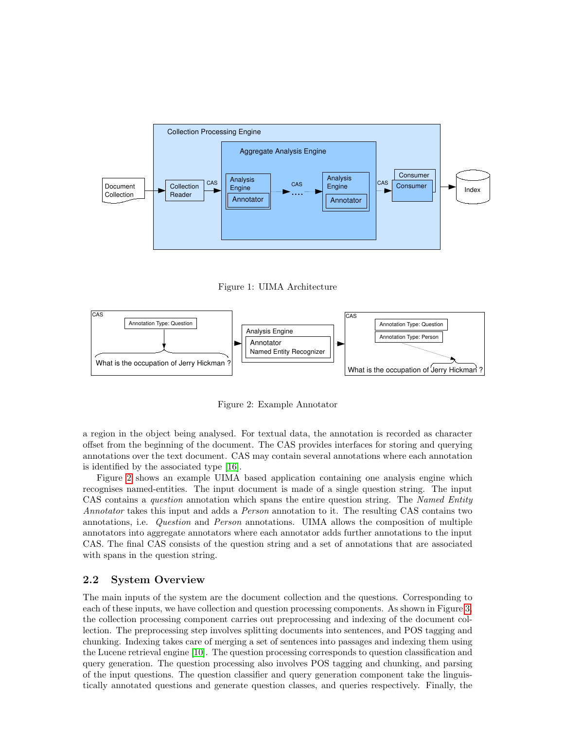Figure 1: UIMA Architecture

Figure 2: Example Annotator

a region in the object being analysed. For textual data, the annotation is recorded as character offset from the beginning of the document. The CAS provides interfaces for storing and querying annotations over the text document. CAS may contain several annotations where each annotation is identified by the associated type [16].

Figure 2 shows an example UIMA based application containing one analysis engine which recognises named-entities. The input document is made of a single question string. The input CAS contains a *question* annotation which spans the entire question string. The *Named Entity Annotator* takes this input and adds a *Person* annotation to it. The resulting CAS contains two annotations, i.e. *Question* and *Person* annotations. UIMA allows the composition of multiple annotators into aggregate annotators where each annotator adds further annotations to the input CAS. The final CAS consists of the question string and a set of annotations that are associated with spans in the question string.

### 2.2 System Overview

The main inputs of the system are the document collection and the questions. Corresponding to each of these inputs, we have collection and question processing components. As shown in Figure 3, the collection processing component carries out preprocessing and indexing of the document collection. The preprocessing step involves splitting documents into sentences, and POS tagging and chunking. Indexing takes care of merging a set of sentences into passages and indexing them using the Lucene retrieval engine [10]. The question processing corresponds to question classification and query generation. The question processing also involves POS tagging and chunking, and parsing of the input questions. The question classifier and query generation component take the linguistically annotated questions and generate question classes, and queries respectively. Finally, the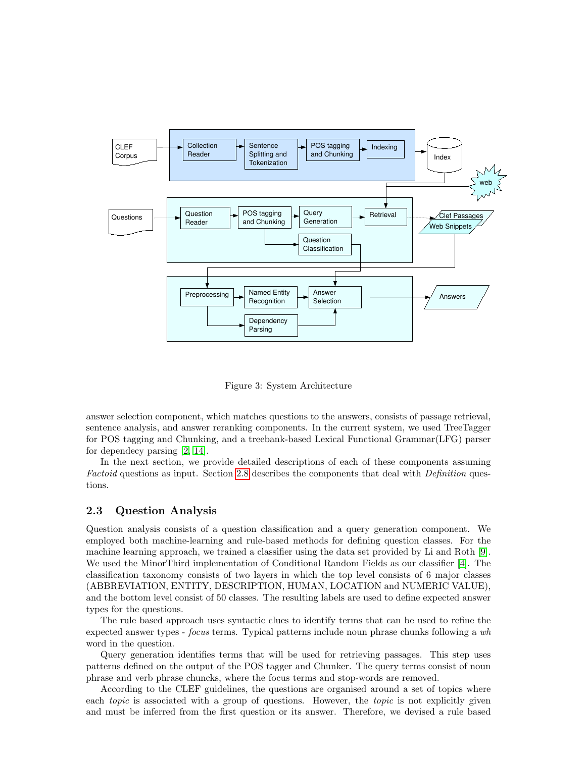Figure 3: System Architecture

answer selection component, which matches questions to the answers, consists of passage retrieval, sentence analysis, and answer reranking components. In the current system, we used TreeTagger for POS tagging and Chunking, and a treebank-based Lexical Functional Grammar(LFG) parser for dependecy parsing [2, 14].

In the next section, we provide detailed descriptions of each of these components assuming *Factoid* questions as input. Section 2.8 describes the components that deal with *Definition* questions.

### 2.3 Question Analysis

Question analysis consists of a question classification and a query generation component. We employed both machine-learning and rule-based methods for defining question classes. For the machine learning approach, we trained a classifier using the data set provided by Li and Roth [9]. We used the MinorThird implementation of Conditional Random Fields as our classifier [4]. The classification taxonomy consists of two layers in which the top level consists of 6 major classes (ABBREVIATION, ENTITY, DESCRIPTION, HUMAN, LOCATION and NUMERIC VALUE), and the bottom level consist of 50 classes. The resulting labels are used to define expected answer types for the questions.

The rule based approach uses syntactic clues to identify terms that can be used to refine the expected answer types - *focus* terms. Typical patterns include noun phrase chunks following a *wh* word in the question.

Query generation identifies terms that will be used for retrieving passages. This step uses patterns defined on the output of the POS tagger and Chunker. The query terms consist of noun phrase and verb phrase chuncks, where the focus terms and stop-words are removed.

According to the CLEF guidelines, the questions are organised around a set of topics where each *topic* is associated with a group of questions. However, the *topic* is not explicitly given and must be inferred from the first question or its answer. Therefore, we devised a rule based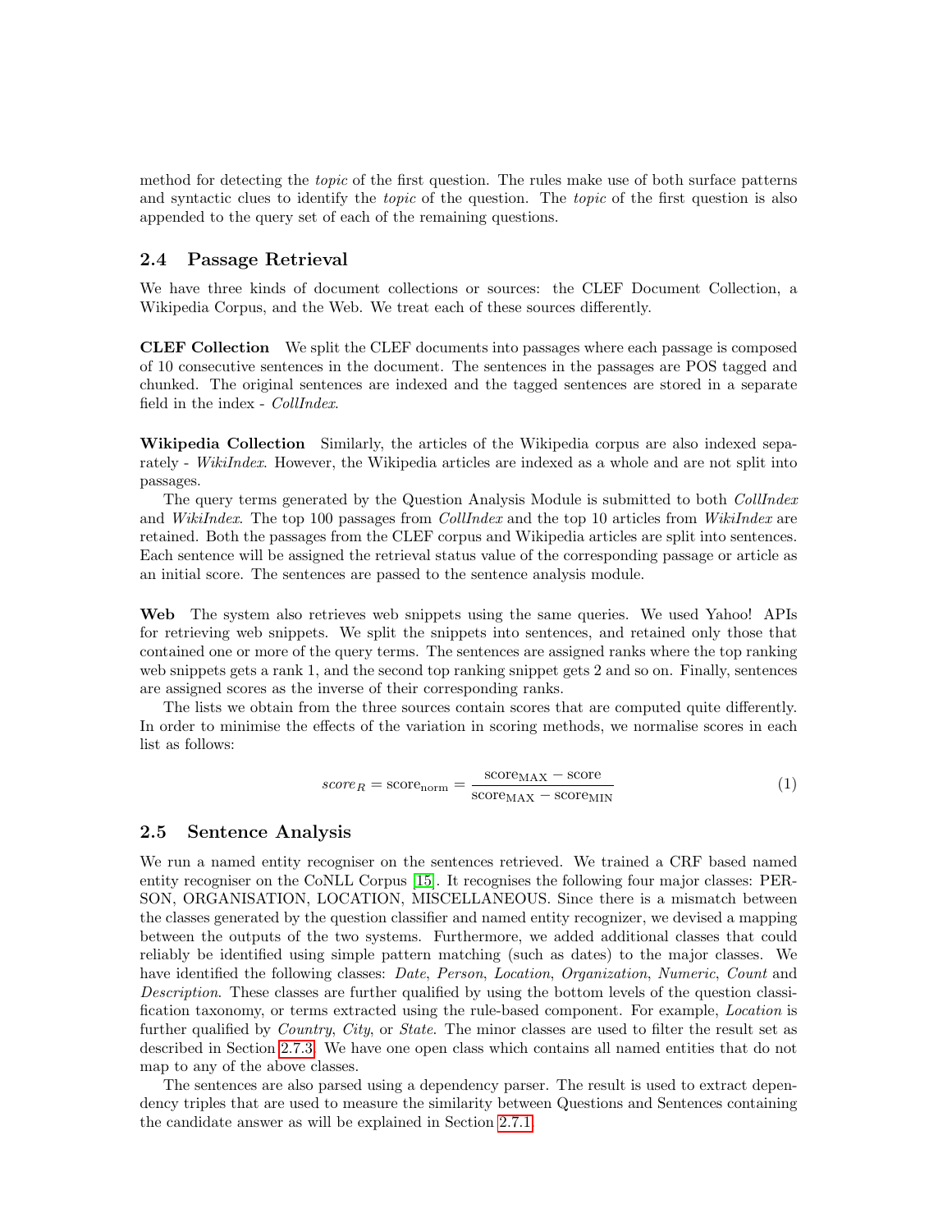method for detecting the *topic* of the first question. The rules make use of both surface patterns and syntactic clues to identify the *topic* of the question. The *topic* of the first question is also appended to the query set of each of the remaining questions.

## 2.4 Passage Retrieval

We have three kinds of document collections or sources: the CLEF Document Collection, a Wikipedia Corpus, and the Web. We treat each of these sources differently.

**CLEF Collection** We split the CLEF documents into passages where each passage is composed of 10 consecutive sentences in the document. The sentences in the passages are POS tagged and chunked. The original sentences are indexed and the tagged sentences are stored in a separate field in the index - *CollIndex*.

**Wikipedia Collection** Similarly, the articles of the Wikipedia corpus are also indexed separately - *WikiIndex*. However, the Wikipedia articles are indexed as a whole and are not split into passages.

The query terms generated by the Question Analysis Module is submitted to both *CollIndex* and *WikiIndex*. The top 100 passages from *CollIndex* and the top 10 articles from *WikiIndex* are retained. Both the passages from the CLEF corpus and Wikipedia articles are split into sentences. Each sentence will be assigned the retrieval status value of the corresponding passage or article as an initial score. The sentences are passed to the sentence analysis module.

**Web** The system also retrieves web snippets using the same queries. We used Yahoo! APIs for retrieving web snippets. We split the snippets into sentences, and retained only those that contained one or more of the query terms. The sentences are assigned ranks where the top ranking web snippets gets a rank 1, and the second top ranking snippet gets 2 and so on. Finally, sentences are assigned scores as the inverse of their corresponding ranks.

The lists we obtain from the three sources contain scores that are computed quite differently. In order to minimise the effects of the variation in scoring methods, we normalise scores in each list as follows:

$$score_R = \text{score}_{\text{norm}} = \frac{\text{score}_{\text{MAX}} - \text{score}}{\text{score}_{\text{MAX}} - \text{score}_{\text{MIN}}} \tag{1}$$

## 2.5 Sentence Analysis

We run a named entity recogniser on the sentences retrieved. We trained a CRF based named entity recogniser on the CoNLL Corpus [15]. It recognises the following four major classes: PERSON, ORGANISATION, LOCATION, MISCELLANEOUS. Since there is a mismatch between the classes generated by the question classifier and named entity recognizer, we devised a mapping between the outputs of the two systems. Furthermore, we added additional classes that could reliably be identified using simple pattern matching (such as dates) to the major classes. We have identified the following classes: *Date*, *Person*, *Location*, *Organization*, *Numeric*, *Count* and *Description*. These classes are further qualified by using the bottom levels of the question classification taxonomy, or terms extracted using the rule-based component. For example, *Location* is further qualified by *Country*, *City*, or *State*. The minor classes are used to filter the result set as described in Section 2.7.3. We have one open class which contains all named entities that do not map to any of the above classes.

The sentences are also parsed using a dependency parser. The result is used to extract dependency triples that are used to measure the similarity between Questions and Sentences containing the candidate answer as will be explained in Section 2.7.1.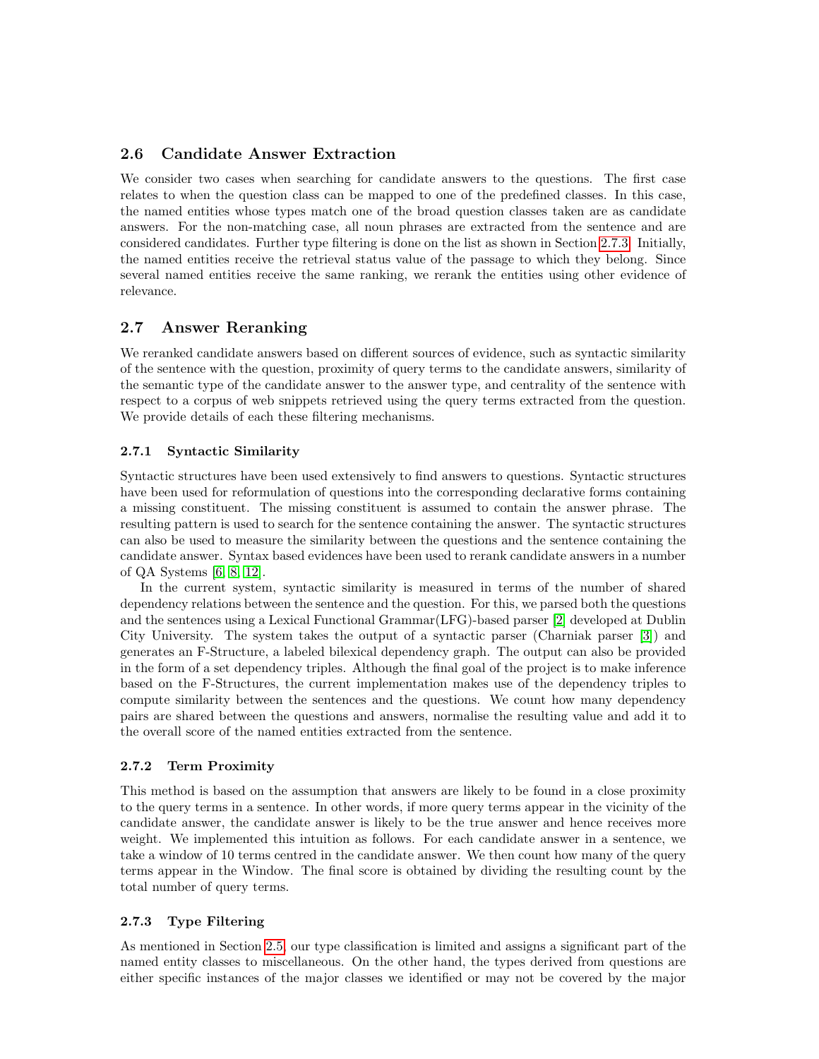### 2.6 Candidate Answer Extraction

We consider two cases when searching for candidate answers to the questions. The first case relates to when the question class can be mapped to one of the predefined classes. In this case, the named entities whose types match one of the broad question classes taken are as candidate answers. For the non-matching case, all noun phrases are extracted from the sentence and are considered candidates. Further type filtering is done on the list as shown in Section 2.7.3. Initially, the named entities receive the retrieval status value of the passage to which they belong. Since several named entities receive the same ranking, we rerank the entities using other evidence of relevance.

### 2.7 Answer Reranking

We reranked candidate answers based on different sources of evidence, such as syntactic similarity of the sentence with the question, proximity of query terms to the candidate answers, similarity of the semantic type of the candidate answer to the answer type, and centrality of the sentence with respect to a corpus of web snippets retrieved using the query terms extracted from the question. We provide details of each these filtering mechanisms.

#### 2.7.1 Syntactic Similarity

Syntactic structures have been used extensively to find answers to questions. Syntactic structures have been used for reformulation of questions into the corresponding declarative forms containing a missing constituent. The missing constituent is assumed to contain the answer phrase. The resulting pattern is used to search for the sentence containing the answer. The syntactic structures can also be used to measure the similarity between the questions and the sentence containing the candidate answer. Syntax based evidences have been used to rerank candidate answers in a number of QA Systems [6, 8, 12].

In the current system, syntactic similarity is measured in terms of the number of shared dependency relations between the sentence and the question. For this, we parsed both the questions and the sentences using a Lexical Functional Grammar(LFG)-based parser [2] developed at Dublin City University. The system takes the output of a syntactic parser (Charniak parser [3]) and generates an F-Structure, a labeled bilexical dependency graph. The output can also be provided in the form of a set dependency triples. Although the final goal of the project is to make inference based on the F-Structures, the current implementation makes use of the dependency triples to compute similarity between the sentences and the questions. We count how many dependency pairs are shared between the questions and answers, normalise the resulting value and add it to the overall score of the named entities extracted from the sentence.

#### 2.7.2 Term Proximity

This method is based on the assumption that answers are likely to be found in a close proximity to the query terms in a sentence. In other words, if more query terms appear in the vicinity of the candidate answer, the candidate answer is likely to be the true answer and hence receives more weight. We implemented this intuition as follows. For each candidate answer in a sentence, we take a window of 10 terms centred in the candidate answer. We then count how many of the query terms appear in the Window. The final score is obtained by dividing the resulting count by the total number of query terms.

#### 2.7.3 Type Filtering

As mentioned in Section 2.5, our type classification is limited and assigns a significant part of the named entity classes to miscellaneous. On the other hand, the types derived from questions are either specific instances of the major classes we identified or may not be covered by the major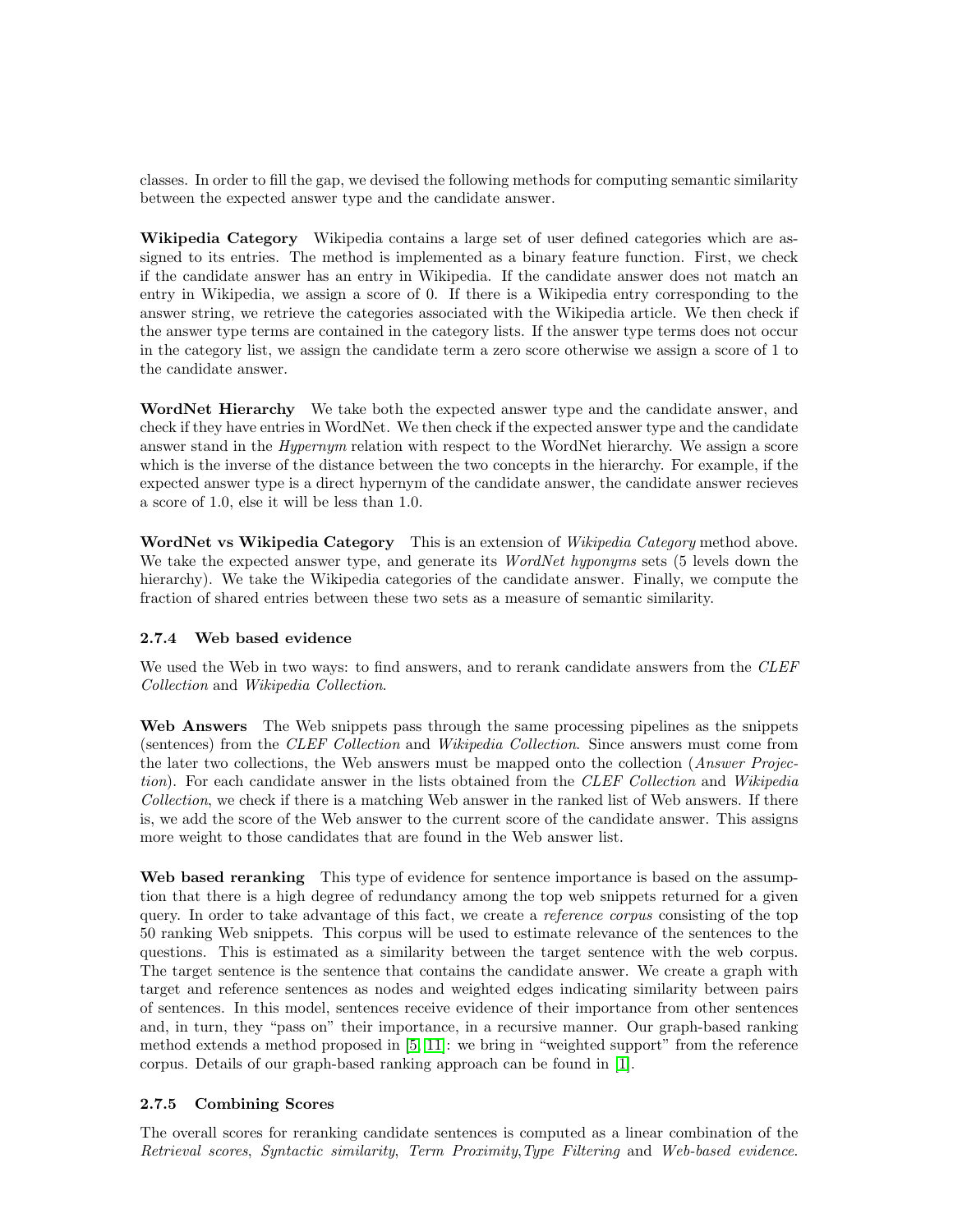classes. In order to fill the gap, we devised the following methods for computing semantic similarity between the expected answer type and the candidate answer.

**Wikipedia Category** Wikipedia contains a large set of user defined categories which are assigned to its entries. The method is implemented as a binary feature function. First, we check if the candidate answer has an entry in Wikipedia. If the candidate answer does not match an entry in Wikipedia, we assign a score of 0. If there is a Wikipedia entry corresponding to the answer string, we retrieve the categories associated with the Wikipedia article. We then check if the answer type terms are contained in the category lists. If the answer type terms does not occur in the category list, we assign the candidate term a zero score otherwise we assign a score of 1 to the candidate answer.

**WordNet Hierarchy** We take both the expected answer type and the candidate answer, and check if they have entries in WordNet. We then check if the expected answer type and the candidate answer stand in the *Hypernym* relation with respect to the WordNet hierarchy. We assign a score which is the inverse of the distance between the two concepts in the hierarchy. For example, if the expected answer type is a direct hypernym of the candidate answer, the candidate answer recieves a score of 1.0, else it will be less than 1.0.

**WordNet vs Wikipedia Category** This is an extension of *Wikipedia Category* method above. We take the expected answer type, and generate its *WordNet hyponyms* sets (5 levels down the hierarchy). We take the Wikipedia categories of the candidate answer. Finally, we compute the fraction of shared entries between these two sets as a measure of semantic similarity.

### 2.7.4 Web based evidence

We used the Web in two ways: to find answers, and to rerank candidate answers from the *CLEF Collection* and *Wikipedia Collection*.

**Web Answers** The Web snippets pass through the same processing pipelines as the snippets (sentences) from the *CLEF Collection* and *Wikipedia Collection*. Since answers must come from the later two collections, the Web answers must be mapped onto the collection (*Answer Projection*). For each candidate answer in the lists obtained from the *CLEF Collection* and *Wikipedia Collection*, we check if there is a matching Web answer in the ranked list of Web answers. If there is, we add the score of the Web answer to the current score of the candidate answer. This assigns more weight to those candidates that are found in the Web answer list.

**Web based reranking** This type of evidence for sentence importance is based on the assumption that there is a high degree of redundancy among the top web snippets returned for a given query. In order to take advantage of this fact, we create a *reference corpus* consisting of the top 50 ranking Web snippets. This corpus will be used to estimate relevance of the sentences to the questions. This is estimated as a similarity between the target sentence with the web corpus. The target sentence is the sentence that contains the candidate answer. We create a graph with target and reference sentences as nodes and weighted edges indicating similarity between pairs of sentences. In this model, sentences receive evidence of their importance from other sentences and, in turn, they "pass on" their importance, in a recursive manner. Our graph-based ranking method extends a method proposed in [5, 11]: we bring in "weighted support" from the reference corpus. Details of our graph-based ranking approach can be found in [1].

### 2.7.5 Combining Scores

The overall scores for reranking candidate sentences is computed as a linear combination of the *Retrieval scores*, *Syntactic similarity*, *Term Proximity*, *Type Filtering* and *Web-based evidence*.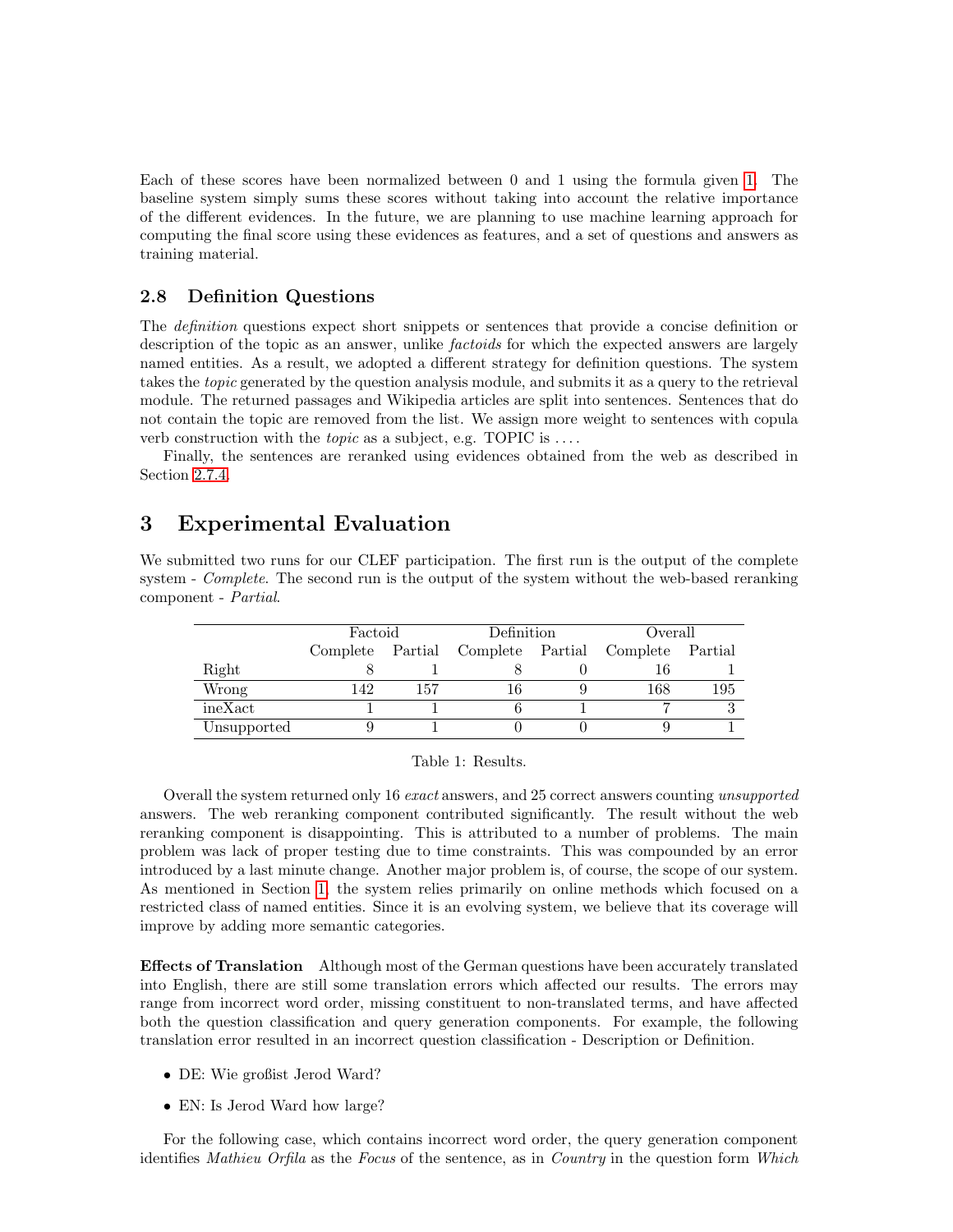Each of these scores have been normalized between 0 and 1 using the formula given 1. The baseline system simply sums these scores without taking into account the relative importance of the different evidences. In the future, we are planning to use machine learning approach for computing the final score using these evidences as features, and a set of questions and answers as training material.

### 2.8 Definition Questions

The *definition* questions expect short snippets or sentences that provide a concise definition or description of the topic as an answer, unlike *factoids* for which the expected answers are largely named entities. As a result, we adopted a different strategy for definition questions. The system takes the *topic* generated by the question analysis module, and submits it as a query to the retrieval module. The returned passages and Wikipedia articles are split into sentences. Sentences that do not contain the topic are removed from the list. We assign more weight to sentences with copula verb construction with the *topic* as a subject, e.g. TOPIC is ....

Finally, the sentences are reranked using evidences obtained from the web as described in Section 2.7.4.

## 3 Experimental Evaluation

We submitted two runs for our CLEF participation. The first run is the output of the complete system - *Complete*. The second run is the output of the system without the web-based reranking component - *Partial*.

| | Factoid | | Definition | | Overall | |
|---|---|---|---|---|---|---|
| | Complete | Partial | Complete | Partial | Complete | Partial |
| Right | 8 | 1 | 8 | 0 | 16 | 1 |
| Wrong | 142 | 157 | 16 | 9 | 168 | 195 |
| ineXact | 1 | 1 | 6 | 1 | 7 | 3 |
| Unsupported | 9 | 1 | 0 | 0 | 9 | 1 |

Table 1: Results.

Overall the system returned only 16 *exact* answers, and 25 correct answers counting *unsupported* answers. The web reranking component contributed significantly. The result without the web reranking component is disappointing. This is attributed to a number of problems. The main problem was lack of proper testing due to time constraints. This was compounded by an error introduced by a last minute change. Another major problem is, of course, the scope of our system. As mentioned in Section 1, the system relies primarily on online methods which focused on a restricted class of named entities. Since it is an evolving system, we believe that its coverage will improve by adding more semantic categories.

**Effects of Translation** Although most of the German questions have been accurately translated into English, there are still some translation errors which affected our results. The errors may range from incorrect word order, missing constituent to non-translated terms, and have affected both the question classification and query generation components. For example, the following translation error resulted in an incorrect question classification - Description or Definition.

- DE: Wie großist Jerod Ward?
- EN: Is Jerod Ward how large?

For the following case, which contains incorrect word order, the query generation component identifies *Mathieu Orfila* as the *Focus* of the sentence, as in *Country* in the question form *Which*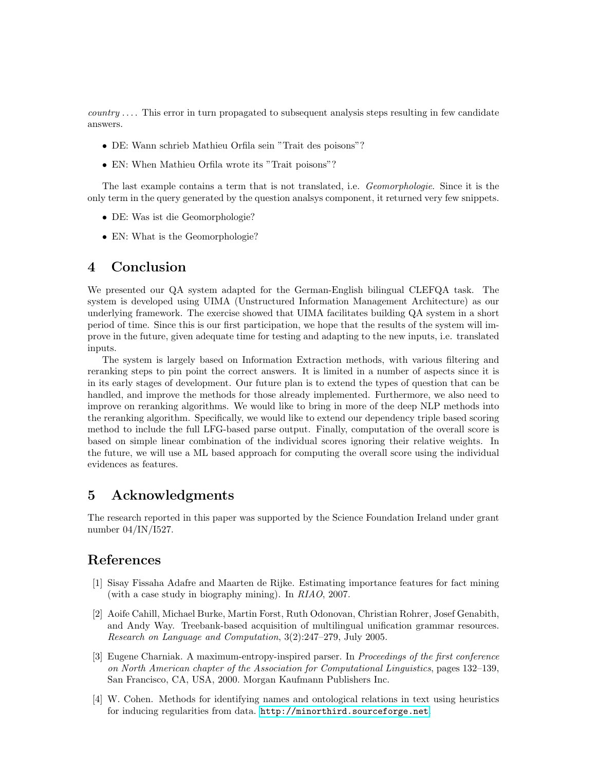*country* .... This error in turn propagated to subsequent analysis steps resulting in few candidate answers.

- DE: Wann schrieb Mathieu Orfila sein "Trait des poisons"?
- EN: When Mathieu Orfila wrote its "Trait poisons"?

The last example contains a term that is not translated, i.e. *Geomorphologie*. Since it is the only term in the query generated by the question analsys component, it returned very few snippets.

- DE: Was ist die Geomorphologie?
- EN: What is the Geomorphologie?

# 4 Conclusion

We presented our QA system adapted for the German-English bilingual CLEFQA task. The system is developed using UIMA (Unstructured Information Management Architecture) as our underlying framework. The exercise showed that UIMA facilitates building QA system in a short period of time. Since this is our first participation, we hope that the results of the system will improve in the future, given adequate time for testing and adapting to the new inputs, i.e. translated inputs.

The system is largely based on Information Extraction methods, with various filtering and reranking steps to pin point the correct answers. It is limited in a number of aspects since it is in its early stages of development. Our future plan is to extend the types of question that can be handled, and improve the methods for those already implemented. Furthermore, we also need to improve on reranking algorithms. We would like to bring in more of the deep NLP methods into the reranking algorithm. Specifically, we would like to extend our dependency triple based scoring method to include the full LFG-based parse output. Finally, computation of the overall score is based on simple linear combination of the individual scores ignoring their relative weights. In the future, we will use a ML based approach for computing the overall score using the individual evidences as features.

# 5 Acknowledgments

The research reported in this paper was supported by the Science Foundation Ireland under grant number 04/IN/I527.

# References

[1] Sisay Fissaha Adafre and Maarten de Rijke. Estimating importance features for fact mining (with a case study in biography mining). In *RIAO*, 2007.

[2] Aoife Cahill, Michael Burke, Martin Forst, Ruth Odonovan, Christian Rohrer, Josef Genabith, and Andy Way. Treebank-based acquisition of multilingual unification grammar resources. *Research on Language and Computation*, 3(2):247–279, July 2005.

[3] Eugene Charniak. A maximum-entropy-inspired parser. In *Proceedings of the first conference on North American chapter of the Association for Computational Linguistics*, pages 132–139, San Francisco, CA, USA, 2000. Morgan Kaufmann Publishers Inc.

[4] W. Cohen. Methods for identifying names and ontological relations in text using heuristics for inducing regularities from data. http://minorthird.sourceforge.net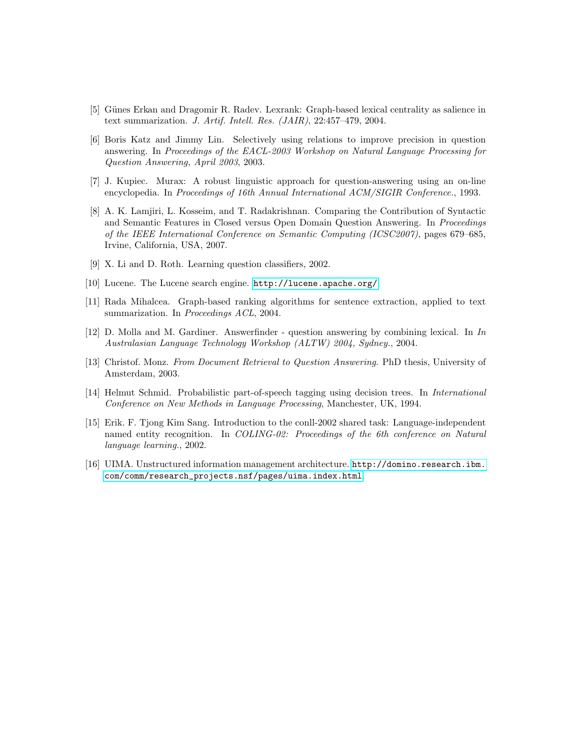[5] Günes Erkan and Dragomir R. Radev. Lexrank: Graph-based lexical centrality as salience in text summarization. *J. Artif. Intell. Res. (JAIR)*, 22:457–479, 2004.

[6] Boris Katz and Jimmy Lin. Selectively using relations to improve precision in question answering. In *Proceedings of the EACL-2003 Workshop on Natural Language Processing for Question Answering, April 2003*, 2003.

[7] J. Kupiec. Murax: A robust linguistic approach for question-answering using an on-line encyclopedia. In *Proceedings of 16th Annual International ACM/SIGIR Conference.*, 1993.

[8] A. K. Lamjiri, L. Kosseim, and T. Radakrishnan. Comparing the Contribution of Syntactic and Semantic Features in Closed versus Open Domain Question Answering. In *Proceedings of the IEEE International Conference on Semantic Computing (ICSC2007)*, pages 679–685, Irvine, California, USA, 2007.

[9] X. Li and D. Roth. Learning question classifiers, 2002.

[10] Lucene. The Lucene search engine. `http://lucene.apache.org/`

[11] Rada Mihalcea. Graph-based ranking algorithms for sentence extraction, applied to text summarization. In *Proceedings ACL*, 2004.

[12] D. Molla and M. Gardiner. Answerfinder - question answering by combining lexical. In *In Australasian Language Technology Workshop (ALTW) 2004, Sydney.*, 2004.

[13] Christof. Monz. *From Document Retrieval to Question Answering*. PhD thesis, University of Amsterdam, 2003.

[14] Helmut Schmid. Probabilistic part-of-speech tagging using decision trees. In *International Conference on New Methods in Language Processing*, Manchester, UK, 1994.

[15] Erik. F. Tjong Kim Sang. Introduction to the conll-2002 shared task: Language-independent named entity recognition. In *COLING-02: Proceedings of the 6th conference on Natural language learning.*, 2002.

[16] UIMA. Unstructured information management architecture. `http://domino.research.ibm.com/comm/research_projects.nsf/pages/uima.index.html`